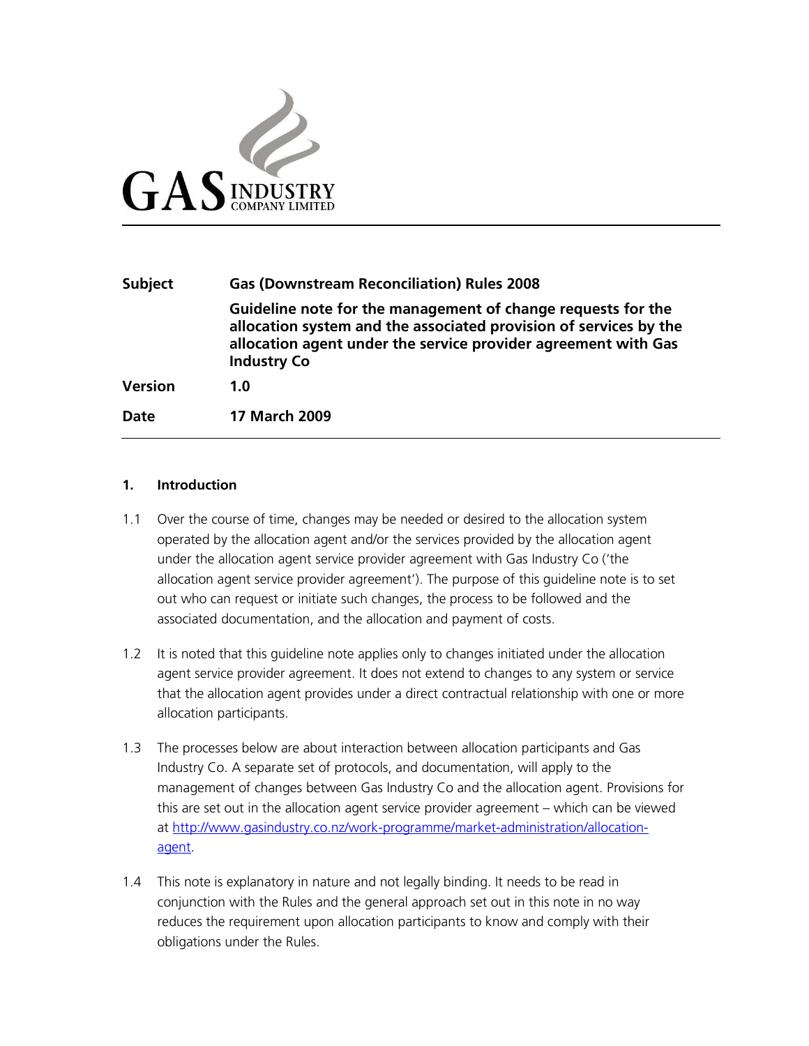GAS INDUSTRY COMPANY LIMITED

| | |
|---|---|
| **Subject** | **Gas (Downstream Reconciliation) Rules 2008** |
| | **Guideline note for the management of change requests for the allocation system and the associated provision of services by the allocation agent under the service provider agreement with Gas Industry Co** |
| **Version** | **1.0** |
| **Date** | **17 March 2009** |

## 1. Introduction

1.1 Over the course of time, changes may be needed or desired to the allocation system operated by the allocation agent and/or the services provided by the allocation agent under the allocation agent service provider agreement with Gas Industry Co ('the allocation agent service provider agreement'). The purpose of this guideline note is to set out who can request or initiate such changes, the process to be followed and the associated documentation, and the allocation and payment of costs.

1.2 It is noted that this guideline note applies only to changes initiated under the allocation agent service provider agreement. It does not extend to changes to any system or service that the allocation agent provides under a direct contractual relationship with one or more allocation participants.

1.3 The processes below are about interaction between allocation participants and Gas Industry Co. A separate set of protocols, and documentation, will apply to the management of changes between Gas Industry Co and the allocation agent. Provisions for this are set out in the allocation agent service provider agreement – which can be viewed at [http://www.gasindustry.co.nz/work-programme/market-administration/allocation-agent](http://www.gasindustry.co.nz/work-programme/market-administration/allocation-agent).

1.4 This note is explanatory in nature and not legally binding. It needs to be read in conjunction with the Rules and the general approach set out in this note in no way reduces the requirement upon allocation participants to know and comply with their obligations under the Rules.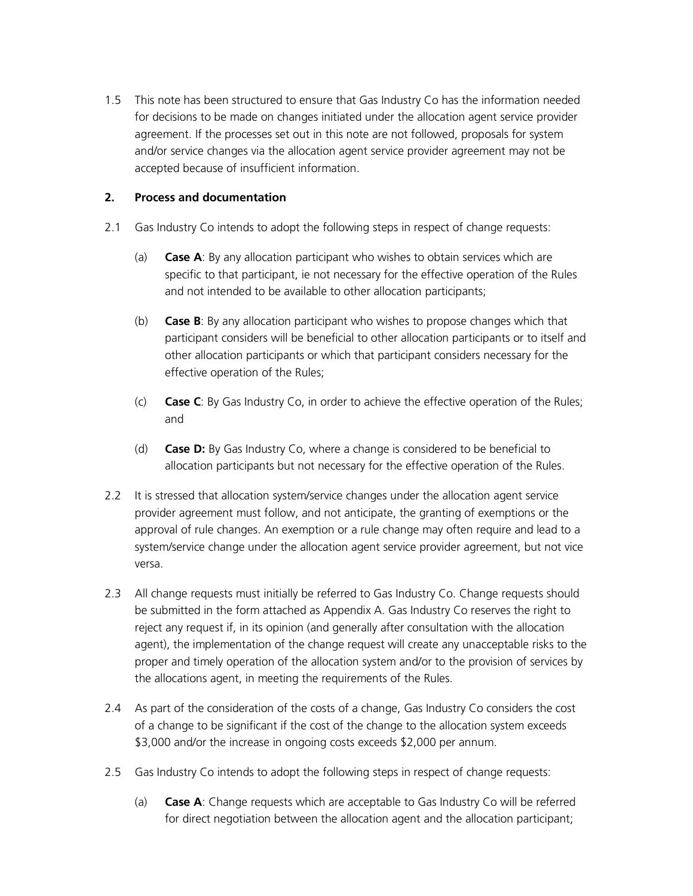1.5 This note has been structured to ensure that Gas Industry Co has the information needed for decisions to be made on changes initiated under the allocation agent service provider agreement. If the processes set out in this note are not followed, proposals for system and/or service changes via the allocation agent service provider agreement may not be accepted because of insufficient information.

## 2. Process and documentation

2.1 Gas Industry Co intends to adopt the following steps in respect of change requests:

(a) **Case A**: By any allocation participant who wishes to obtain services which are specific to that participant, ie not necessary for the effective operation of the Rules and not intended to be available to other allocation participants;

(b) **Case B**: By any allocation participant who wishes to propose changes which that participant considers will be beneficial to other allocation participants or to itself and other allocation participants or which that participant considers necessary for the effective operation of the Rules;

(c) **Case C**: By Gas Industry Co, in order to achieve the effective operation of the Rules; and

(d) **Case D:** By Gas Industry Co, where a change is considered to be beneficial to allocation participants but not necessary for the effective operation of the Rules.

2.2 It is stressed that allocation system/service changes under the allocation agent service provider agreement must follow, and not anticipate, the granting of exemptions or the approval of rule changes. An exemption or a rule change may often require and lead to a system/service change under the allocation agent service provider agreement, but not vice versa.

2.3 All change requests must initially be referred to Gas Industry Co. Change requests should be submitted in the form attached as Appendix A. Gas Industry Co reserves the right to reject any request if, in its opinion (and generally after consultation with the allocation agent), the implementation of the change request will create any unacceptable risks to the proper and timely operation of the allocation system and/or to the provision of services by the allocations agent, in meeting the requirements of the Rules.

2.4 As part of the consideration of the costs of a change, Gas Industry Co considers the cost of a change to be significant if the cost of the change to the allocation system exceeds $3,000 and/or the increase in ongoing costs exceeds $2,000 per annum.

2.5 Gas Industry Co intends to adopt the following steps in respect of change requests:

(a) **Case A**: Change requests which are acceptable to Gas Industry Co will be referred for direct negotiation between the allocation agent and the allocation participant;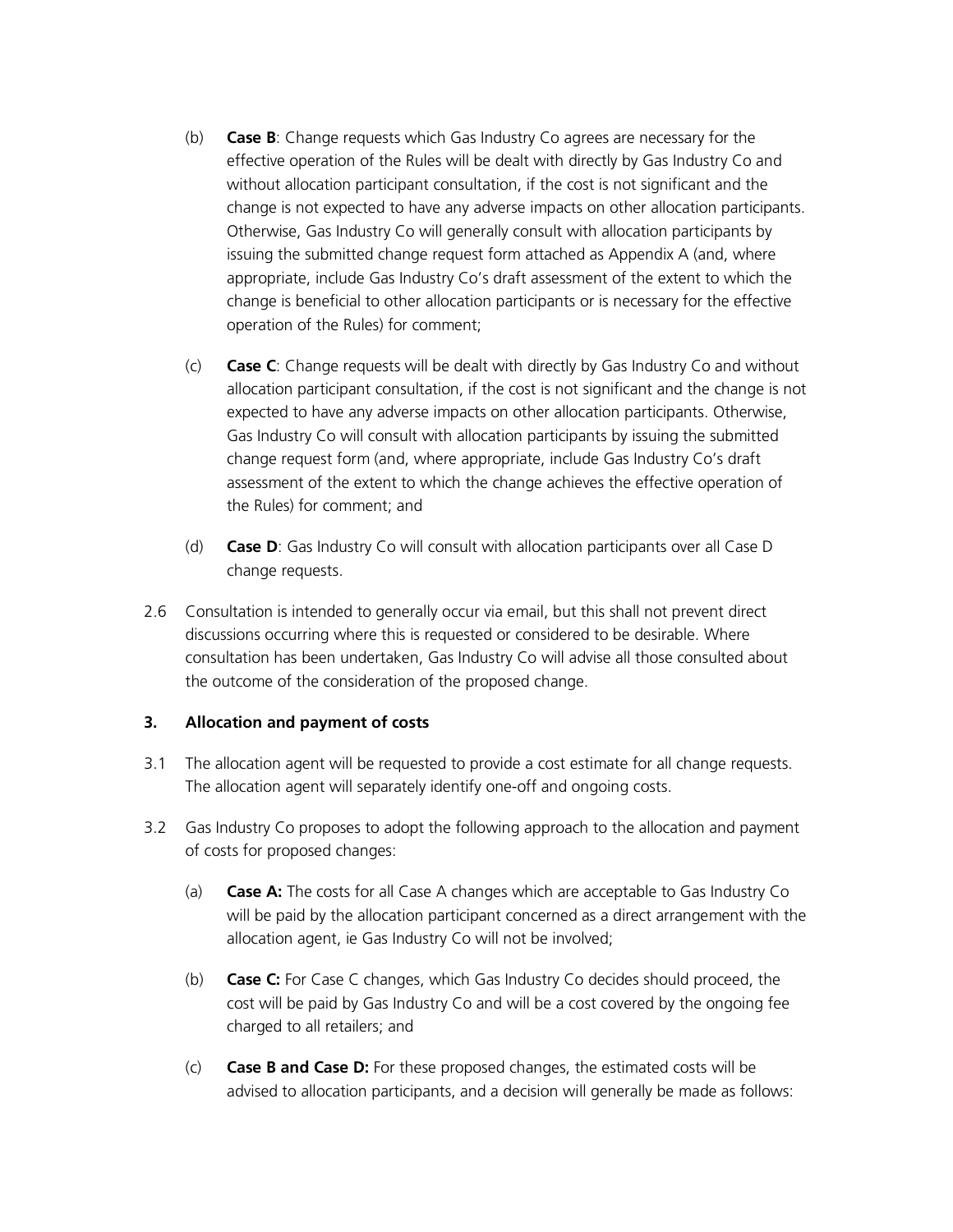(b) **Case B**: Change requests which Gas Industry Co agrees are necessary for the effective operation of the Rules will be dealt with directly by Gas Industry Co and without allocation participant consultation, if the cost is not significant and the change is not expected to have any adverse impacts on other allocation participants. Otherwise, Gas Industry Co will generally consult with allocation participants by issuing the submitted change request form attached as Appendix A (and, where appropriate, include Gas Industry Co's draft assessment of the extent to which the change is beneficial to other allocation participants or is necessary for the effective operation of the Rules) for comment;

(c) **Case C**: Change requests will be dealt with directly by Gas Industry Co and without allocation participant consultation, if the cost is not significant and the change is not expected to have any adverse impacts on other allocation participants. Otherwise, Gas Industry Co will consult with allocation participants by issuing the submitted change request form (and, where appropriate, include Gas Industry Co's draft assessment of the extent to which the change achieves the effective operation of the Rules) for comment; and

(d) **Case D**: Gas Industry Co will consult with allocation participants over all Case D change requests.

2.6 Consultation is intended to generally occur via email, but this shall not prevent direct discussions occurring where this is requested or considered to be desirable. Where consultation has been undertaken, Gas Industry Co will advise all those consulted about the outcome of the consideration of the proposed change.

### 3. Allocation and payment of costs

3.1 The allocation agent will be requested to provide a cost estimate for all change requests. The allocation agent will separately identify one-off and ongoing costs.

3.2 Gas Industry Co proposes to adopt the following approach to the allocation and payment of costs for proposed changes:

(a) **Case A:** The costs for all Case A changes which are acceptable to Gas Industry Co will be paid by the allocation participant concerned as a direct arrangement with the allocation agent, ie Gas Industry Co will not be involved;

(b) **Case C:** For Case C changes, which Gas Industry Co decides should proceed, the cost will be paid by Gas Industry Co and will be a cost covered by the ongoing fee charged to all retailers; and

(c) **Case B and Case D:** For these proposed changes, the estimated costs will be advised to allocation participants, and a decision will generally be made as follows: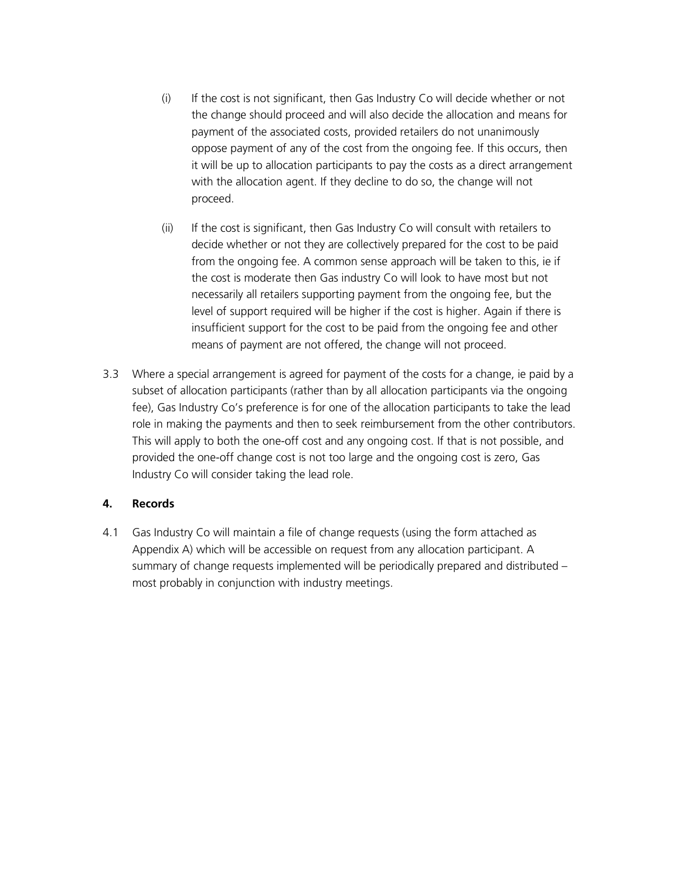(i) If the cost is not significant, then Gas Industry Co will decide whether or not the change should proceed and will also decide the allocation and means for payment of the associated costs, provided retailers do not unanimously oppose payment of any of the cost from the ongoing fee. If this occurs, then it will be up to allocation participants to pay the costs as a direct arrangement with the allocation agent. If they decline to do so, the change will not proceed.

(ii) If the cost is significant, then Gas Industry Co will consult with retailers to decide whether or not they are collectively prepared for the cost to be paid from the ongoing fee. A common sense approach will be taken to this, ie if the cost is moderate then Gas industry Co will look to have most but not necessarily all retailers supporting payment from the ongoing fee, but the level of support required will be higher if the cost is higher. Again if there is insufficient support for the cost to be paid from the ongoing fee and other means of payment are not offered, the change will not proceed.

3.3 Where a special arrangement is agreed for payment of the costs for a change, ie paid by a subset of allocation participants (rather than by all allocation participants via the ongoing fee), Gas Industry Co's preference is for one of the allocation participants to take the lead role in making the payments and then to seek reimbursement from the other contributors. This will apply to both the one-off cost and any ongoing cost. If that is not possible, and provided the one-off change cost is not too large and the ongoing cost is zero, Gas Industry Co will consider taking the lead role.

## 4. Records

4.1 Gas Industry Co will maintain a file of change requests (using the form attached as Appendix A) which will be accessible on request from any allocation participant. A summary of change requests implemented will be periodically prepared and distributed – most probably in conjunction with industry meetings.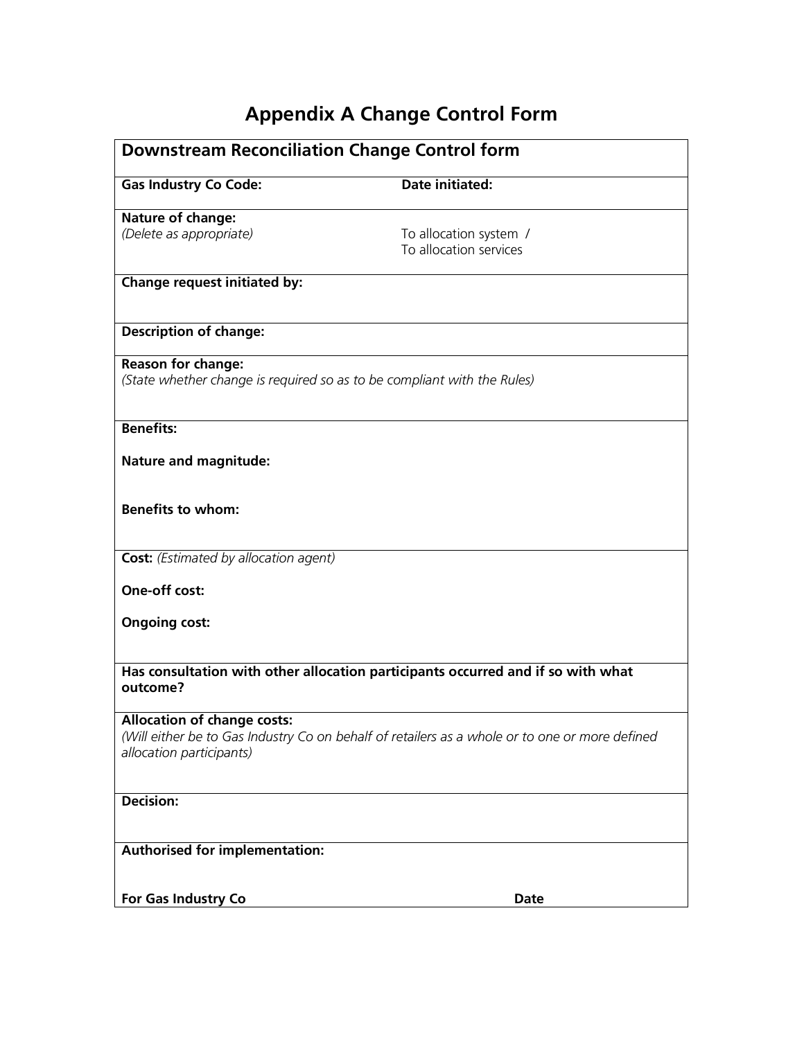# Appendix A Change Control Form

| **Downstream Reconciliation Change Control form** | |
|---|---|
| **Gas Industry Co Code:** | **Date initiated:** |
| **Nature of change:**<br>*(Delete as appropriate)* | To allocation system /<br>To allocation services |
| **Change request initiated by:** | |
| **Description of change:** | |
| **Reason for change:**<br>*(State whether change is required so as to be compliant with the Rules)* | |
| **Benefits:**<br><br>**Nature and magnitude:**<br><br>**Benefits to whom:** | |
| **Cost:** *(Estimated by allocation agent)*<br><br>**One-off cost:**<br><br>**Ongoing cost:** | |
| **Has consultation with other allocation participants occurred and if so with what outcome?** | |
| **Allocation of change costs:**<br>*(Will either be to Gas Industry Co on behalf of retailers as a whole or to one or more defined allocation participants)* | |
| **Decision:** | |
| **Authorised for implementation:**<br><br>**For Gas Industry Co** | **Date** |